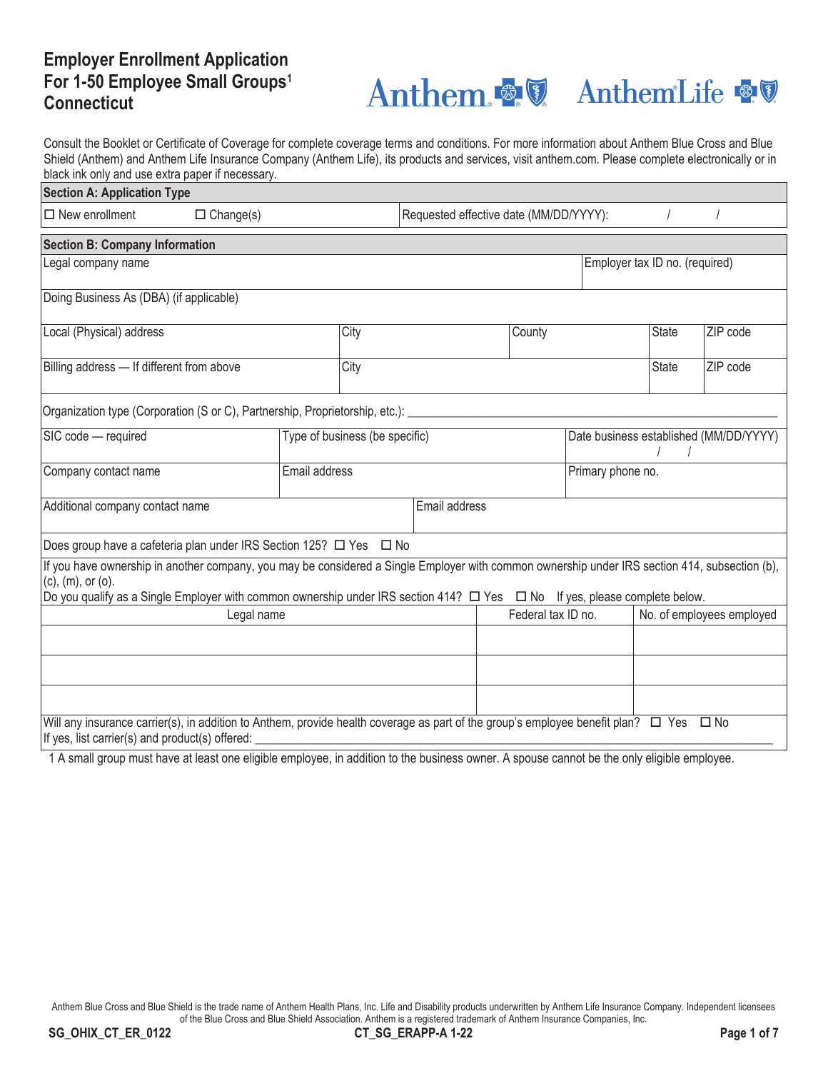# Employer Enrollment Application For 1-50 Employee Small Groups[1] Connecticut

Consult the Booklet or Certificate of Coverage for complete coverage terms and conditions. For more information about Anthem Blue Cross and Blue Shield (Anthem) and Anthem Life Insurance Company (Anthem Life), its products and services, visit anthem.com. Please complete electronically or in black ink only and use extra paper if necessary.

## Section A: Application Type

| ☐ New enrollment ☐ Change(s) | Requested effective date (MM/DD/YYYY): / / |
|---|---|

## Section B: Company Information

| Legal company name | | | | Employer tax ID no. (required) |
|---|---|---|---|---|
| Doing Business As (DBA) (if applicable) | | | | |
| Local (Physical) address | City | County | State | ZIP code |
| Billing address — If different from above | City | | State | ZIP code |

Organization type (Corporation (S or C), Partnership, Proprietorship, etc.): ____________________

| SIC code — required | Type of business (be specific) | Date business established (MM/DD/YYYY) / / |
|---|---|---|
| Company contact name | Email address | Primary phone no. |

| Additional company contact name | Email address |
|---|---|

Does group have a cafeteria plan under IRS Section 125? ☐ Yes ☐ No

If you have ownership in another company, you may be considered a Single Employer with common ownership under IRS section 414, subsection (b), (c), (m), or (o).
Do you qualify as a Single Employer with common ownership under IRS section 414? ☐ Yes ☐ No If yes, please complete below.

| Legal name | Federal tax ID no. | No. of employees employed |
|---|---|---|
| | | |
| | | |
| | | |

Will any insurance carrier(s), in addition to Anthem, provide health coverage as part of the group's employee benefit plan? ☐ Yes ☐ No
If yes, list carrier(s) and product(s) offered: ____________________

1 A small group must have at least one eligible employee, in addition to the business owner. A spouse cannot be the only eligible employee.

Anthem Blue Cross and Blue Shield is the trade name of Anthem Health Plans, Inc. Life and Disability products underwritten by Anthem Life Insurance Company. Independent licensees of the Blue Cross and Blue Shield Association. Anthem is a registered trademark of Anthem Insurance Companies, Inc.

SG_OHIX_CT_ER_0122 CT_SG_ERAPP-A 1-22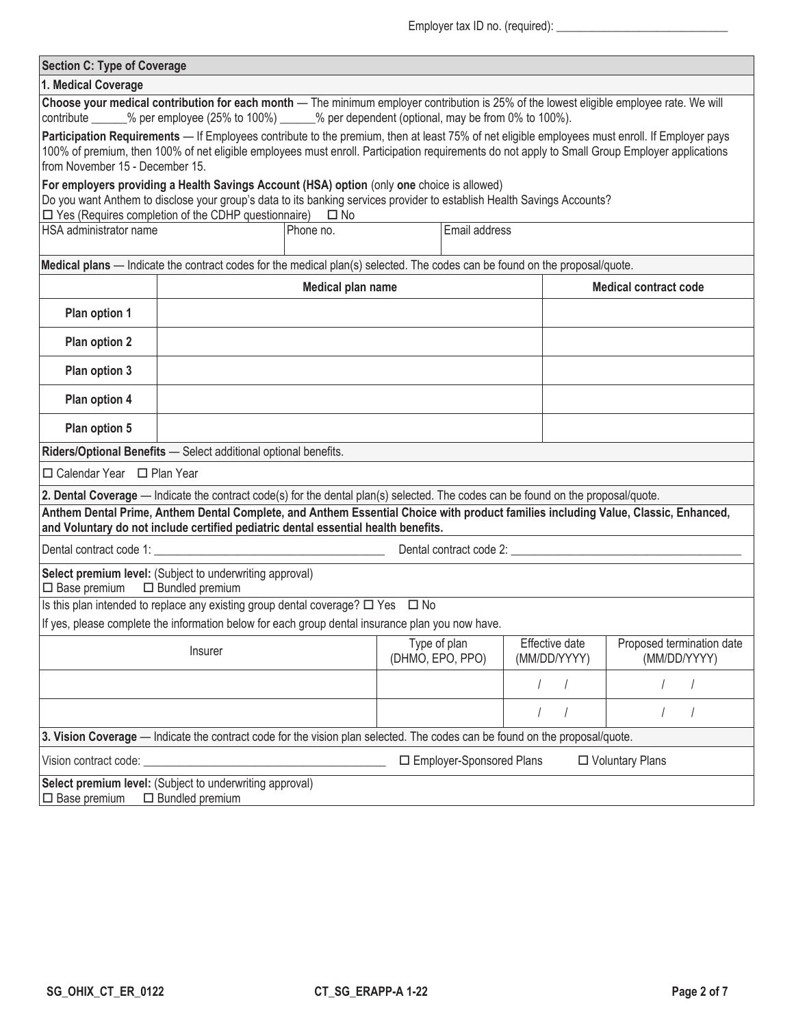Employer tax ID no. (required): ______________________________

## Section C: Type of Coverage

### 1. Medical Coverage

**Choose your medical contribution for each month** — The minimum employer contribution is 25% of the lowest eligible employee rate. We will contribute ______% per employee (25% to 100%) ______% per dependent (optional, may be from 0% to 100%).

**Participation Requirements** — If Employees contribute to the premium, then at least 75% of net eligible employees must enroll. If Employer pays 100% of premium, then 100% of net eligible employees must enroll. Participation requirements do not apply to Small Group Employer applications from November 15 - December 15.

**For employers providing a Health Savings Account (HSA) option** (only **one** choice is allowed)
Do you want Anthem to disclose your group's data to its banking services provider to establish Health Savings Accounts?
☐ Yes (Requires completion of the CDHP questionnaire) ☐ No

| HSA administrator name | Phone no. | Email address |
|---|---|---|
| | | |

**Medical plans** — Indicate the contract codes for the medical plan(s) selected. The codes can be found on the proposal/quote.

| | Medical plan name | Medical contract code |
|---|---|---|
| Plan option 1 | | |
| Plan option 2 | | |
| Plan option 3 | | |
| Plan option 4 | | |
| Plan option 5 | | |

**Riders/Optional Benefits** — Select additional optional benefits.

☐ Calendar Year ☐ Plan Year

### 2. Dental Coverage

Indicate the contract code(s) for the dental plan(s) selected. The codes can be found on the proposal/quote.

**Anthem Dental Prime, Anthem Dental Complete, and Anthem Essential Choice with product families including Value, Classic, Enhanced, and Voluntary do not include certified pediatric dental essential health benefits.**

Dental contract code 1: ________________________________ Dental contract code 2: ________________________________

**Select premium level:** (Subject to underwriting approval)
☐ Base premium ☐ Bundled premium

Is this plan intended to replace any existing group dental coverage? ☐ Yes ☐ No

If yes, please complete the information below for each group dental insurance plan you now have.

| Insurer | Type of plan (DHMO, EPO, PPO) | Effective date (MM/DD/YYYY) | Proposed termination date (MM/DD/YYYY) |
|---|---|---|---|
| | | / / | / / |
| | | / / | / / |

### 3. Vision Coverage

Indicate the contract code for the vision plan selected. The codes can be found on the proposal/quote.

Vision contract code: ________________________________ ☐ Employer-Sponsored Plans ☐ Voluntary Plans

**Select premium level:** (Subject to underwriting approval)
☐ Base premium ☐ Bundled premium

SG_OHIX_CT_ER_0122 CT_SG_ERAPP-A 1-22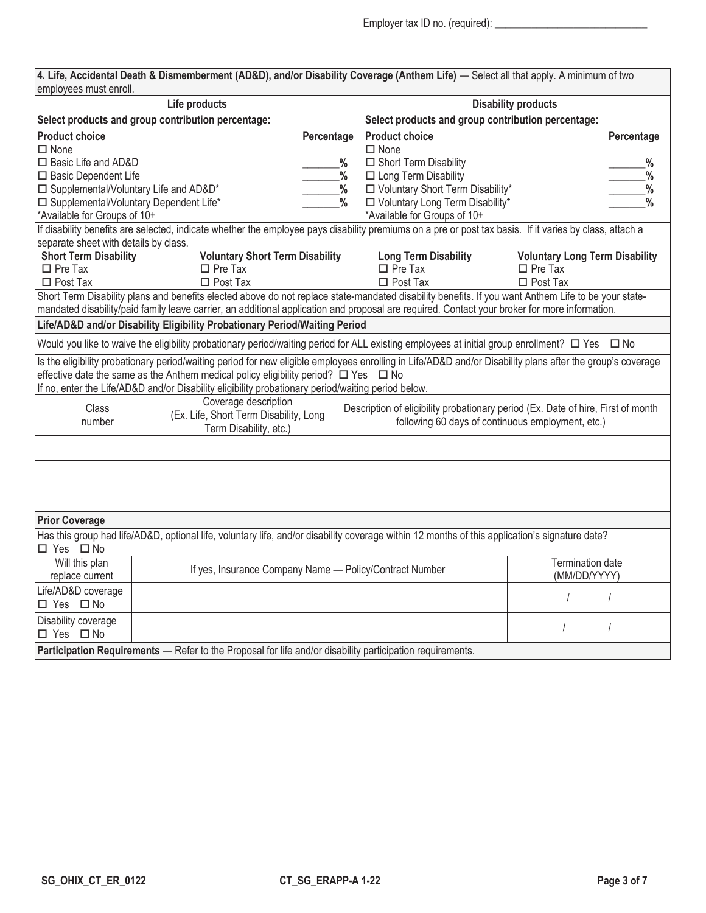Employer tax ID no. (required): ______________________________

**4. Life, Accidental Death & Dismemberment (AD&D), and/or Disability Coverage (Anthem Life)** — Select all that apply. A minimum of two employees must enroll.

| Life products | | Disability products | |
|---|---|---|---|
| **Select products and group contribution percentage:** | | **Select products and group contribution percentage:** | |
| **Product choice** | **Percentage** | **Product choice** | **Percentage** |
| ☐ None | | ☐ None | |
| ☐ Basic Life and AD&D | _______% | ☐ Short Term Disability | _______% |
| ☐ Basic Dependent Life | _______% | ☐ Long Term Disability | _______% |
| ☐ Supplemental/Voluntary Life and AD&D* | _______% | ☐ Voluntary Short Term Disability* | _______% |
| ☐ Supplemental/Voluntary Dependent Life* | _______% | ☐ Voluntary Long Term Disability* | _______% |
| *Available for Groups of 10+ | | *Available for Groups of 10+ | |

If disability benefits are selected, indicate whether the employee pays disability premiums on a pre or post tax basis. If it varies by class, attach a separate sheet with details by class.

| Short Term Disability | Voluntary Short Term Disability | Long Term Disability | Voluntary Long Term Disability |
|---|---|---|---|
| ☐ Pre Tax | ☐ Pre Tax | ☐ Pre Tax | ☐ Pre Tax |
| ☐ Post Tax | ☐ Post Tax | ☐ Post Tax | ☐ Post Tax |

Short Term Disability plans and benefits elected above do not replace state-mandated disability benefits. If you want Anthem Life to be your state-mandated disability/paid family leave carrier, an additional application and proposal are required. Contact your broker for more information.

**Life/AD&D and/or Disability Eligibility Probationary Period/Waiting Period**

Would you like to waive the eligibility probationary period/waiting period for ALL existing employees at initial group enrollment? ☐ Yes ☐ No

Is the eligibility probationary period/waiting period for new eligible employees enrolling in Life/AD&D and/or Disability plans after the group's coverage effective date the same as the Anthem medical policy eligibility period? ☐ Yes ☐ No
If no, enter the Life/AD&D and/or Disability eligibility probationary period/waiting period below.

| Class number | Coverage description (Ex. Life, Short Term Disability, Long Term Disability, etc.) | Description of eligibility probationary period (Ex. Date of hire, First of month following 60 days of continuous employment, etc.) |
|---|---|---|
| | | |
| | | |
| | | |

**Prior Coverage**

Has this group had life/AD&D, optional life, voluntary life, and/or disability coverage within 12 months of this application's signature date?
☐ Yes ☐ No

| Will this plan replace current | If yes, Insurance Company Name — Policy/Contract Number | Termination date (MM/DD/YYYY) |
|---|---|---|
| Life/AD&D coverage ☐ Yes ☐ No | | / / |
| Disability coverage ☐ Yes ☐ No | | / / |

**Participation Requirements** — Refer to the Proposal for life and/or disability participation requirements.

SG_OHIX_CT_ER_0122 CT_SG_ERAPP-A 1-22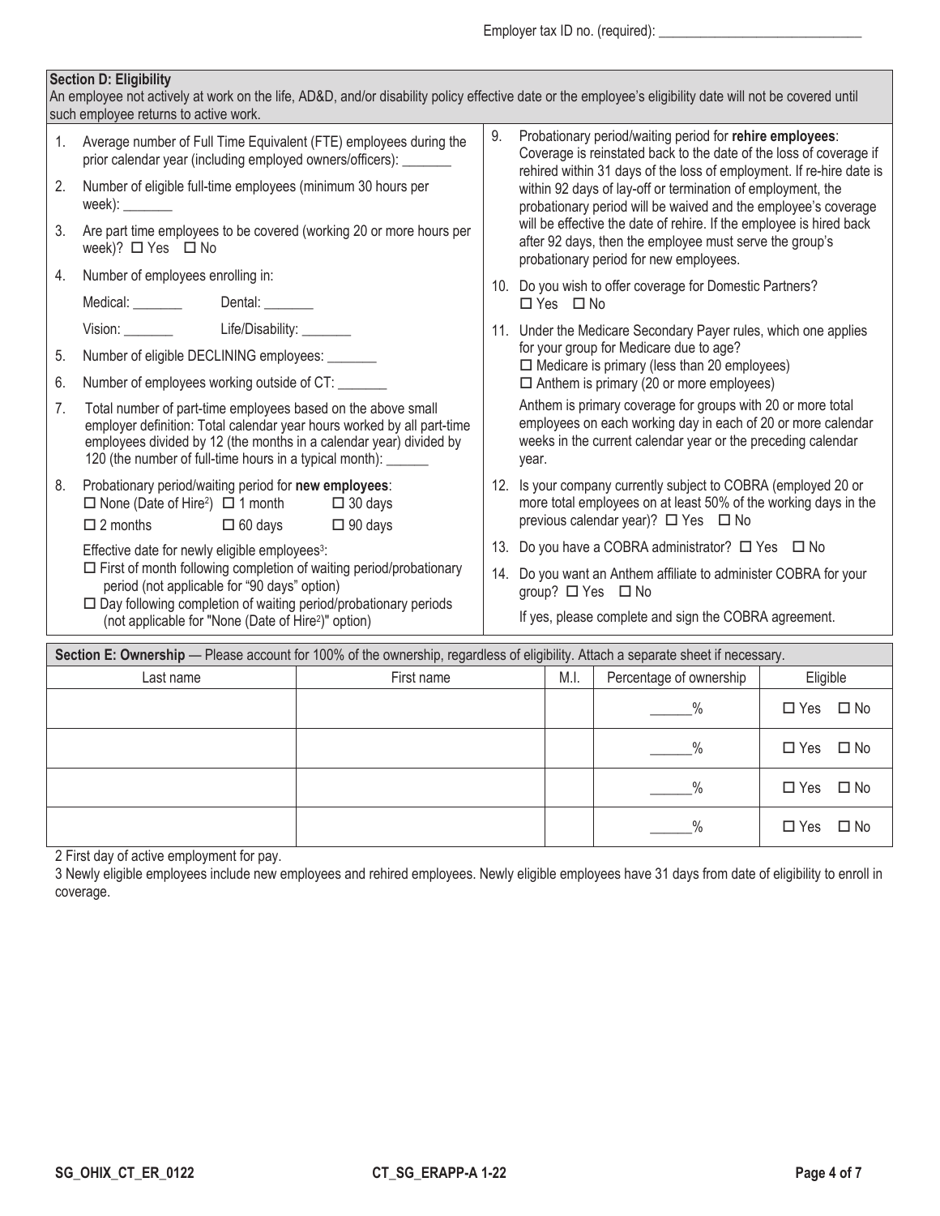Employer tax ID no. (required): ______________________________

## Section D: Eligibility

An employee not actively at work on the life, AD&D, and/or disability policy effective date or the employee's eligibility date will not be covered until such employee returns to active work.

1. Average number of Full Time Equivalent (FTE) employees during the prior calendar year (including employed owners/officers): _______
2. Number of eligible full-time employees (minimum 30 hours per week): _______
3. Are part time employees to be covered (working 20 or more hours per week)? ☐ Yes ☐ No
4. Number of employees enrolling in:
   Medical: _______ Dental: _______
   Vision: _______ Life/Disability: _______
5. Number of eligible DECLINING employees: _______
6. Number of employees working outside of CT: _______
7. Total number of part-time employees based on the above small employer definition: Total calendar year hours worked by all part-time employees divided by 12 (the months in a calendar year) divided by 120 (the number of full-time hours in a typical month): ______
8. Probationary period/waiting period for **new employees**:
   ☐ None (Date of Hire[2]) ☐ 1 month ☐ 30 days
   ☐ 2 months ☐ 60 days ☐ 90 days

   Effective date for newly eligible employees[3]:
   ☐ First of month following completion of waiting period/probationary period (not applicable for "90 days" option)
   ☐ Day following completion of waiting period/probationary periods (not applicable for "None (Date of Hire[2])" option)
9. Probationary period/waiting period for **rehire employees**: Coverage is reinstated back to the date of the loss of coverage if rehired within 31 days of the loss of employment. If re-hire date is within 92 days of lay-off or termination of employment, the probationary period will be waived and the employee's coverage will be effective the date of rehire. If the employee is hired back after 92 days, then the employee must serve the group's probationary period for new employees.
10. Do you wish to offer coverage for Domestic Partners?
    ☐ Yes ☐ No
11. Under the Medicare Secondary Payer rules, which one applies for your group for Medicare due to age?
    ☐ Medicare is primary (less than 20 employees)
    ☐ Anthem is primary (20 or more employees)

    Anthem is primary coverage for groups with 20 or more total employees on each working day in each of 20 or more calendar weeks in the current calendar year or the preceding calendar year.
12. Is your company currently subject to COBRA (employed 20 or more total employees on at least 50% of the working days in the previous calendar year)? ☐ Yes ☐ No
13. Do you have a COBRA administrator? ☐ Yes ☐ No
14. Do you want an Anthem affiliate to administer COBRA for your group? ☐ Yes ☐ No

    If yes, please complete and sign the COBRA agreement.

## Section E: Ownership — Please account for 100% of the ownership, regardless of eligibility. Attach a separate sheet if necessary.

| Last name | First name | M.I. | Percentage of ownership | Eligible |
|---|---|---|---|---|
| | | | ______% | ☐ Yes ☐ No |
| | | | ______% | ☐ Yes ☐ No |
| | | | ______% | ☐ Yes ☐ No |
| | | | ______% | ☐ Yes ☐ No |

2 First day of active employment for pay.

3 Newly eligible employees include new employees and rehired employees. Newly eligible employees have 31 days from date of eligibility to enroll in coverage.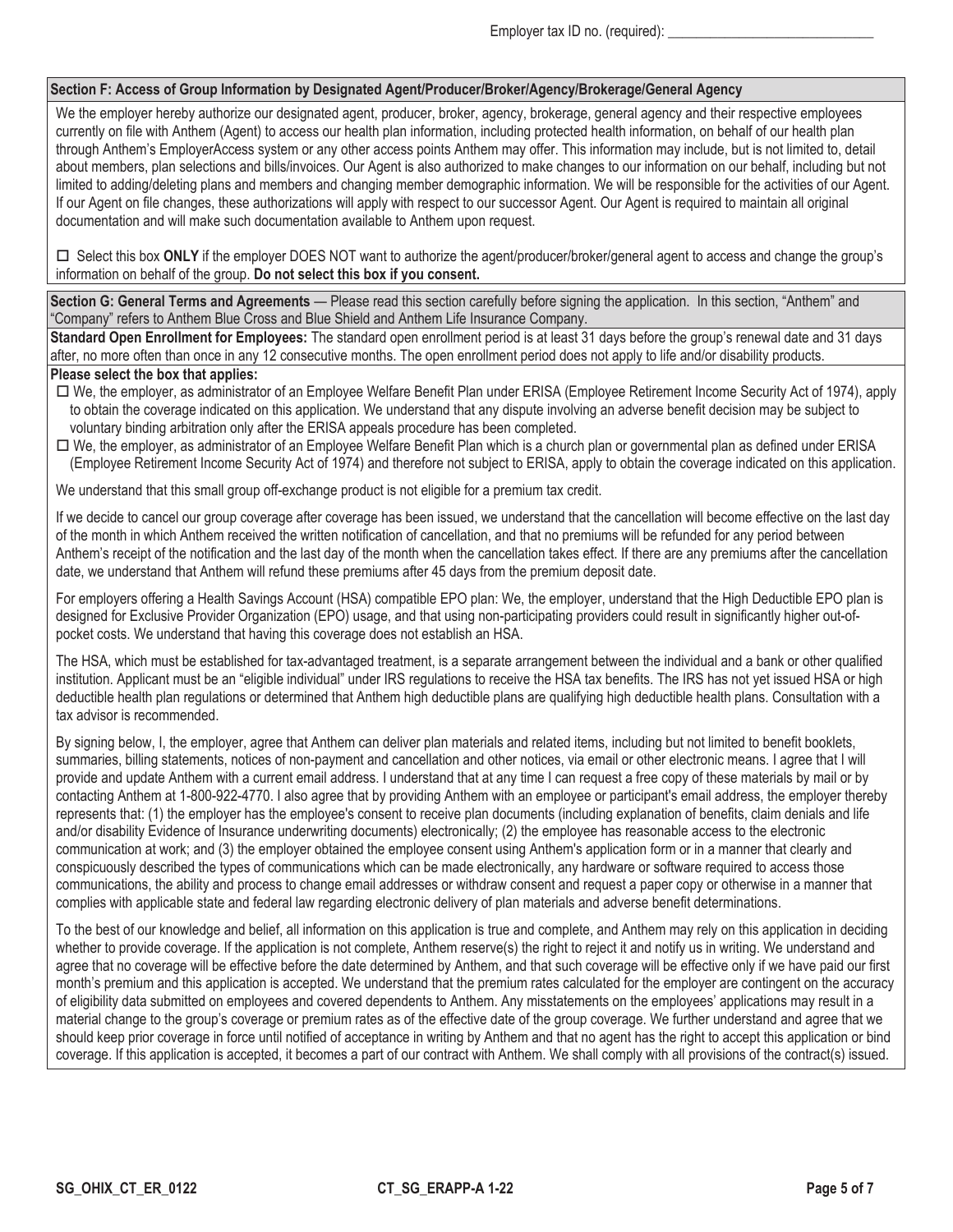Employer tax ID no. (required): ______________________________

## Section F: Access of Group Information by Designated Agent/Producer/Broker/Agency/Brokerage/General Agency

We the employer hereby authorize our designated agent, producer, broker, agency, brokerage, general agency and their respective employees currently on file with Anthem (Agent) to access our health plan information, including protected health information, on behalf of our health plan through Anthem's EmployerAccess system or any other access points Anthem may offer. This information may include, but is not limited to, detail about members, plan selections and bills/invoices. Our Agent is also authorized to make changes to our information on our behalf, including but not limited to adding/deleting plans and members and changing member demographic information. We will be responsible for the activities of our Agent. If our Agent on file changes, these authorizations will apply with respect to our successor Agent. Our Agent is required to maintain all original documentation and will make such documentation available to Anthem upon request.

☐ Select this box **ONLY** if the employer DOES NOT want to authorize the agent/producer/broker/general agent to access and change the group's information on behalf of the group. **Do not select this box if you consent.**

## Section G: General Terms and Agreements

— Please read this section carefully before signing the application. In this section, "Anthem" and "Company" refers to Anthem Blue Cross and Blue Shield and Anthem Life Insurance Company.

**Standard Open Enrollment for Employees:** The standard open enrollment period is at least 31 days before the group's renewal date and 31 days after, no more often than once in any 12 consecutive months. The open enrollment period does not apply to life and/or disability products.

**Please select the box that applies:**

☐ We, the employer, as administrator of an Employee Welfare Benefit Plan under ERISA (Employee Retirement Income Security Act of 1974), apply to obtain the coverage indicated on this application. We understand that any dispute involving an adverse benefit decision may be subject to voluntary binding arbitration only after the ERISA appeals procedure has been completed.

☐ We, the employer, as administrator of an Employee Welfare Benefit Plan which is a church plan or governmental plan as defined under ERISA (Employee Retirement Income Security Act of 1974) and therefore not subject to ERISA, apply to obtain the coverage indicated on this application.

We understand that this small group off-exchange product is not eligible for a premium tax credit.

If we decide to cancel our group coverage after coverage has been issued, we understand that the cancellation will become effective on the last day of the month in which Anthem received the written notification of cancellation, and that no premiums will be refunded for any period between Anthem's receipt of the notification and the last day of the month when the cancellation takes effect. If there are any premiums after the cancellation date, we understand that Anthem will refund these premiums after 45 days from the premium deposit date.

For employers offering a Health Savings Account (HSA) compatible EPO plan: We, the employer, understand that the High Deductible EPO plan is designed for Exclusive Provider Organization (EPO) usage, and that using non-participating providers could result in significantly higher out-of-pocket costs. We understand that having this coverage does not establish an HSA.

The HSA, which must be established for tax-advantaged treatment, is a separate arrangement between the individual and a bank or other qualified institution. Applicant must be an "eligible individual" under IRS regulations to receive the HSA tax benefits. The IRS has not yet issued HSA or high deductible health plan regulations or determined that Anthem high deductible plans are qualifying high deductible health plans. Consultation with a tax advisor is recommended.

By signing below, I, the employer, agree that Anthem can deliver plan materials and related items, including but not limited to benefit booklets, summaries, billing statements, notices of non-payment and cancellation and other notices, via email or other electronic means. I agree that I will provide and update Anthem with a current email address. I understand that at any time I can request a free copy of these materials by mail or by contacting Anthem at 1-800-922-4770. I also agree that by providing Anthem with an employee or participant's email address, the employer thereby represents that: (1) the employer has the employee's consent to receive plan documents (including explanation of benefits, claim denials and life and/or disability Evidence of Insurance underwriting documents) electronically; (2) the employee has reasonable access to the electronic communication at work; and (3) the employer obtained the employee consent using Anthem's application form or in a manner that clearly and conspicuously described the types of communications which can be made electronically, any hardware or software required to access those communications, the ability and process to change email addresses or withdraw consent and request a paper copy or otherwise in a manner that complies with applicable state and federal law regarding electronic delivery of plan materials and adverse benefit determinations.

To the best of our knowledge and belief, all information on this application is true and complete, and Anthem may rely on this application in deciding whether to provide coverage. If the application is not complete, Anthem reserve(s) the right to reject it and notify us in writing. We understand and agree that no coverage will be effective before the date determined by Anthem, and that such coverage will be effective only if we have paid our first month's premium and this application is accepted. We understand that the premium rates calculated for the employer are contingent on the accuracy of eligibility data submitted on employees and covered dependents to Anthem. Any misstatements on the employees' applications may result in a material change to the group's coverage or premium rates as of the effective date of the group coverage. We further understand and agree that we should keep prior coverage in force until notified of acceptance in writing by Anthem and that no agent has the right to accept this application or bind coverage. If this application is accepted, it becomes a part of our contract with Anthem. We shall comply with all provisions of the contract(s) issued.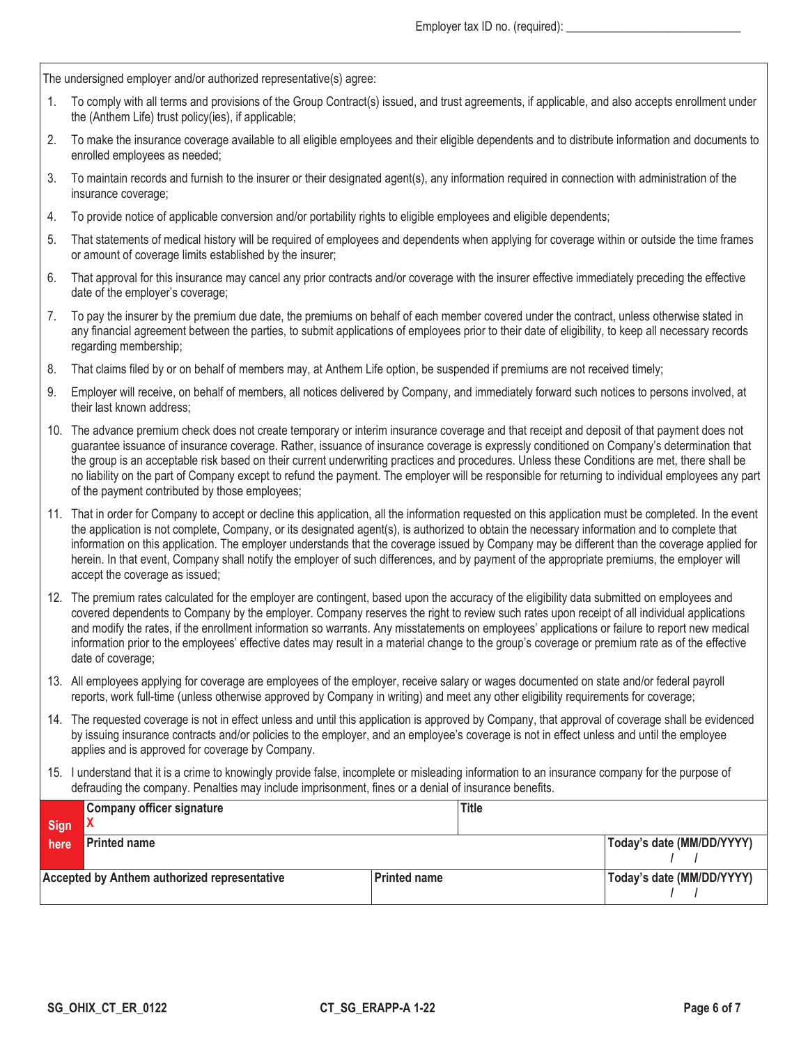Employer tax ID no. (required): ____________________________

The undersigned employer and/or authorized representative(s) agree:

1. To comply with all terms and provisions of the Group Contract(s) issued, and trust agreements, if applicable, and also accepts enrollment under the (Anthem Life) trust policy(ies), if applicable;
2. To make the insurance coverage available to all eligible employees and their eligible dependents and to distribute information and documents to enrolled employees as needed;
3. To maintain records and furnish to the insurer or their designated agent(s), any information required in connection with administration of the insurance coverage;
4. To provide notice of applicable conversion and/or portability rights to eligible employees and eligible dependents;
5. That statements of medical history will be required of employees and dependents when applying for coverage within or outside the time frames or amount of coverage limits established by the insurer;
6. That approval for this insurance may cancel any prior contracts and/or coverage with the insurer effective immediately preceding the effective date of the employer's coverage;
7. To pay the insurer by the premium due date, the premiums on behalf of each member covered under the contract, unless otherwise stated in any financial agreement between the parties, to submit applications of employees prior to their date of eligibility, to keep all necessary records regarding membership;
8. That claims filed by or on behalf of members may, at Anthem Life option, be suspended if premiums are not received timely;
9. Employer will receive, on behalf of members, all notices delivered by Company, and immediately forward such notices to persons involved, at their last known address;
10. The advance premium check does not create temporary or interim insurance coverage and that receipt and deposit of that payment does not guarantee issuance of insurance coverage. Rather, issuance of insurance coverage is expressly conditioned on Company's determination that the group is an acceptable risk based on their current underwriting practices and procedures. Unless these Conditions are met, there shall be no liability on the part of Company except to refund the payment. The employer will be responsible for returning to individual employees any part of the payment contributed by those employees;
11. That in order for Company to accept or decline this application, all the information requested on this application must be completed. In the event the application is not complete, Company, or its designated agent(s), is authorized to obtain the necessary information and to complete that information on this application. The employer understands that the coverage issued by Company may be different than the coverage applied for herein. In that event, Company shall notify the employer of such differences, and by payment of the appropriate premiums, the employer will accept the coverage as issued;
12. The premium rates calculated for the employer are contingent, based upon the accuracy of the eligibility data submitted on employees and covered dependents to Company by the employer. Company reserves the right to review such rates upon receipt of all individual applications and modify the rates, if the enrollment information so warrants. Any misstatements on employees' applications or failure to report new medical information prior to the employees' effective dates may result in a material change to the group's coverage or premium rate as of the effective date of coverage;
13. All employees applying for coverage are employees of the employer, receive salary or wages documented on state and/or federal payroll reports, work full-time (unless otherwise approved by Company in writing) and meet any other eligibility requirements for coverage;
14. The requested coverage is not in effect unless and until this application is approved by Company, that approval of coverage shall be evidenced by issuing insurance contracts and/or policies to the employer, and an employee's coverage is not in effect unless and until the employee applies and is approved for coverage by Company.
15. I understand that it is a crime to knowingly provide false, incomplete or misleading information to an insurance company for the purpose of defrauding the company. Penalties may include imprisonment, fines or a denial of insurance benefits.

| Sign here | Company officer signature<br>X | Title | |
|---|---|---|---|
| | Printed name | | Today's date (MM/DD/YYYY)<br>/ / |

| Accepted by Anthem authorized representative | Printed name | Today's date (MM/DD/YYYY) |
|---|---|---|
| | | / / |

SG_OHIX_CT_ER_0122 CT_SG_ERAPP-A 1-22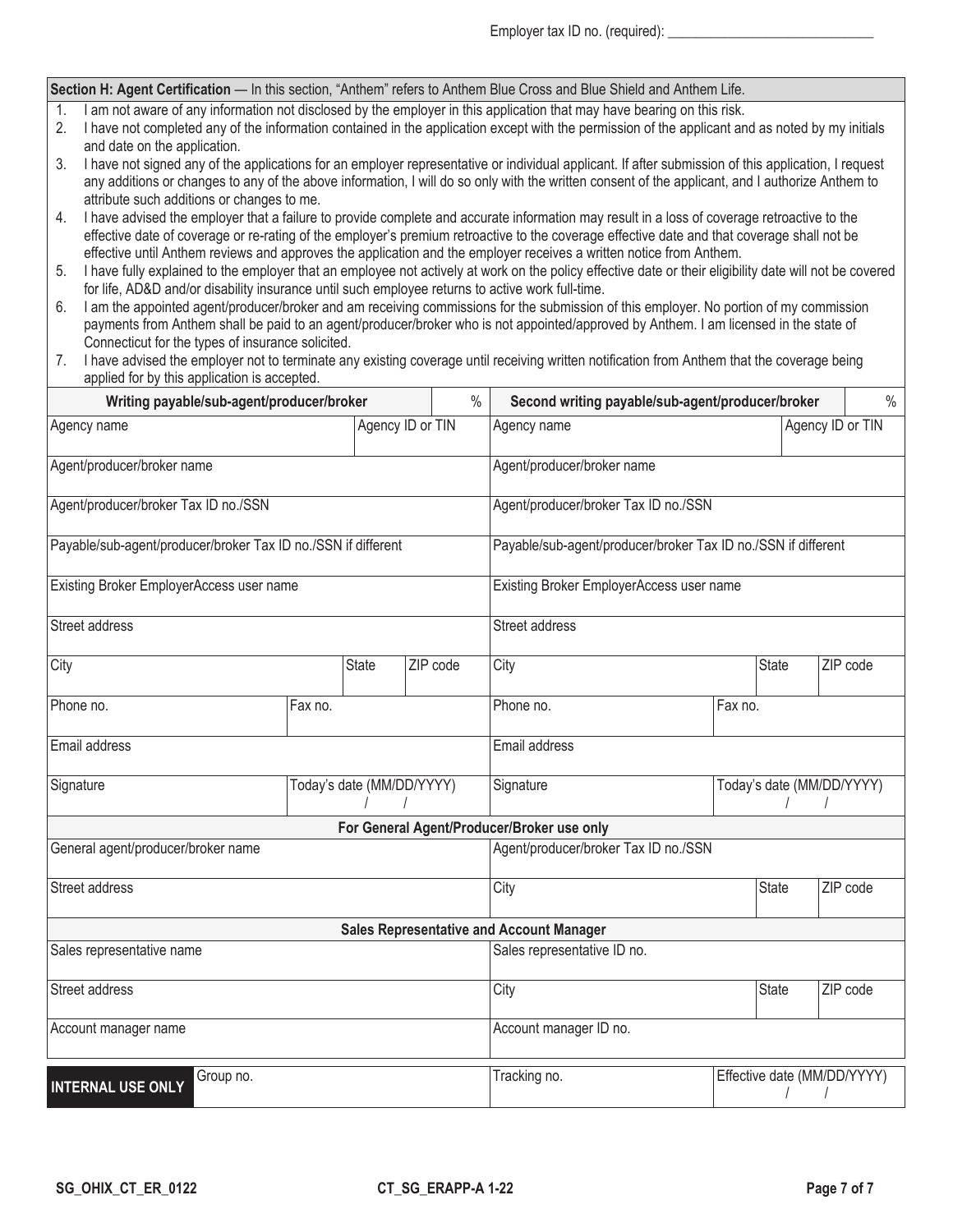Employer tax ID no. (required): ______________________________

**Section H: Agent Certification** — In this section, "Anthem" refers to Anthem Blue Cross and Blue Shield and Anthem Life.

1. I am not aware of any information not disclosed by the employer in this application that may have bearing on this risk.
2. I have not completed any of the information contained in the application except with the permission of the applicant and as noted by my initials and date on the application.
3. I have not signed any of the applications for an employer representative or individual applicant. If after submission of this application, I request any additions or changes to any of the above information, I will do so only with the written consent of the applicant, and I authorize Anthem to attribute such additions or changes to me.
4. I have advised the employer that a failure to provide complete and accurate information may result in a loss of coverage retroactive to the effective date of coverage or re-rating of the employer's premium retroactive to the coverage effective date and that coverage shall not be effective until Anthem reviews and approves the application and the employer receives a written notice from Anthem.
5. I have fully explained to the employer that an employee not actively at work on the policy effective date or their eligibility date will not be covered for life, AD&D and/or disability insurance until such employee returns to active work full-time.
6. I am the appointed agent/producer/broker and am receiving commissions for the submission of this employer. No portion of my commission payments from Anthem shall be paid to an agent/producer/broker who is not appointed/approved by Anthem. I am licensed in the state of Connecticut for the types of insurance solicited.
7. I have advised the employer not to terminate any existing coverage until receiving written notification from Anthem that the coverage being applied for by this application is accepted.

| Writing payable/sub-agent/producer/broker | | | % | Second writing payable/sub-agent/producer/broker | | | % |
|---|---|---|---|---|---|---|---|
| Agency name | | Agency ID or TIN | | Agency name | | Agency ID or TIN | |
| Agent/producer/broker name | | | | Agent/producer/broker name | | | |
| Agent/producer/broker Tax ID no./SSN | | | | Agent/producer/broker Tax ID no./SSN | | | |
| Payable/sub-agent/producer/broker Tax ID no./SSN if different | | | | Payable/sub-agent/producer/broker Tax ID no./SSN if different | | | |
| Existing Broker EmployerAccess user name | | | | Existing Broker EmployerAccess user name | | | |
| Street address | | | | Street address | | | |
| City | | State | ZIP code | City | | State | ZIP code |
| Phone no. | Fax no. | | | Phone no. | Fax no. | | |
| Email address | | | | Email address | | | |
| Signature | Today's date (MM/DD/YYYY) / / | | | Signature | Today's date (MM/DD/YYYY) / / | | |

**For General Agent/Producer/Broker use only**

| | | | |
|---|---|---|---|
| General agent/producer/broker name | Agent/producer/broker Tax ID no./SSN | | |
| Street address | City | State | ZIP code |

**Sales Representative and Account Manager**

| | | | |
|---|---|---|---|
| Sales representative name | Sales representative ID no. | | |
| Street address | City | State | ZIP code |
| Account manager name | Account manager ID no. | | |

| | | | |
|---|---|---|---|
| **INTERNAL USE ONLY** | Group no. | Tracking no. | Effective date (MM/DD/YYYY) / / |

SG_OHIX_CT_ER_0122 CT_SG_ERAPP-A 1-22